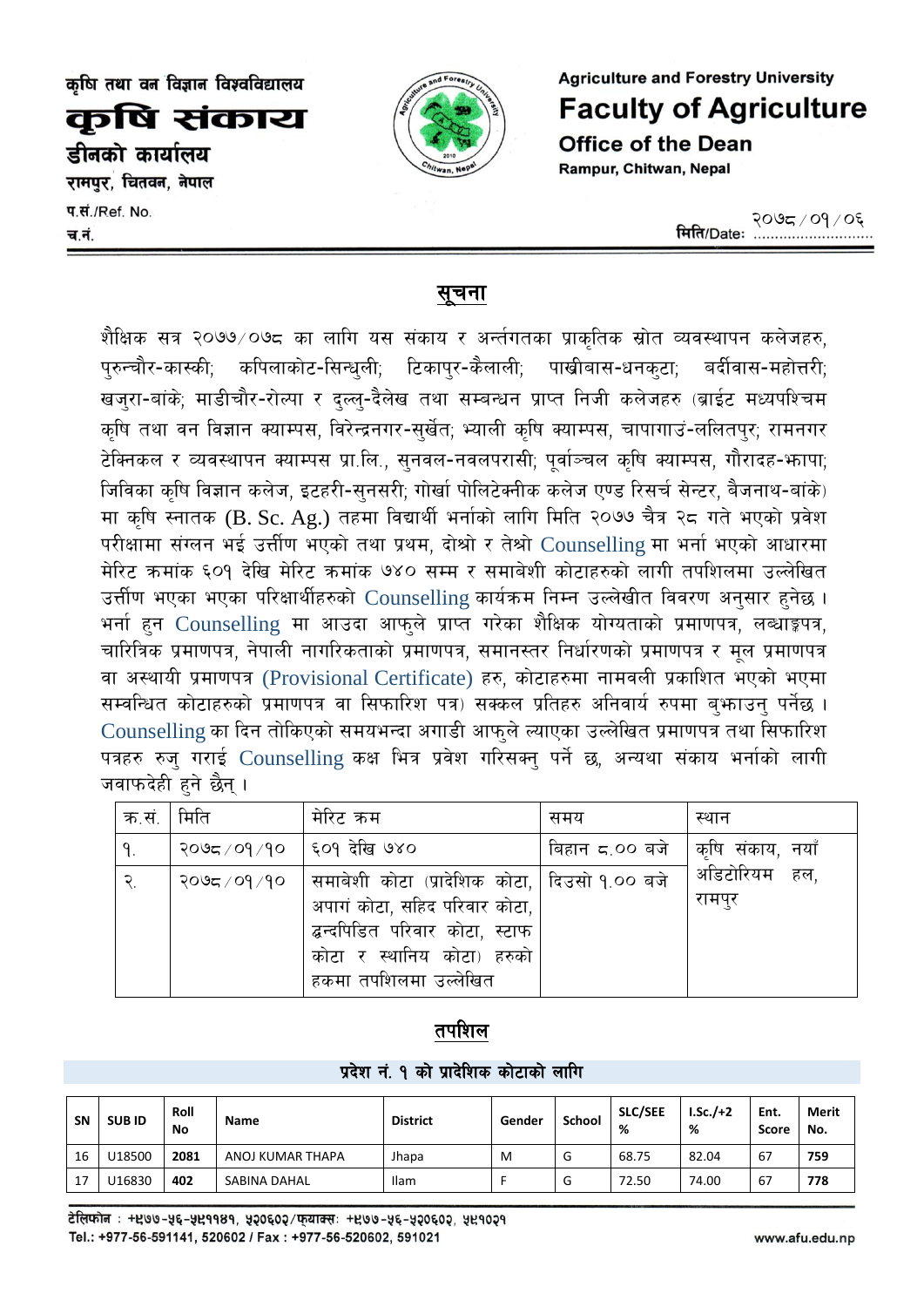कृषि तथा वन विज्ञान विश्वविद्यालय

# कृषि संकाय

## डीनको कार्यालय

रामपुर, चितवन, नेपाल

Agriculture and Forestry University

# Faculty of Agriculture

## Office of the Dean

Rampur, Chitwan, Nepal

प.सं./Ref. No.

च.नं.

मिति/Date: २०७८/०१/०६

## सूचना

शैक्षिक सत्र २०७७/०७८ का लागि यस संकाय र अर्न्तगतका प्राकृतिक स्रोत व्यवस्थापन कलेजहरु, पुरुन्चौर-कास्की; कपिलाकोट-सिन्धुली; टिकापुर-कैलाली; पाखीबास-धनकुटा; बर्दीबास-महोत्तरी; खजुरा-बांके; माडीचौर-रोल्पा र दुल्लु-दैलेख तथा सम्बन्धन प्राप्त निजी कलेजहरु (ब्राईट मध्यपश्चिम कृषि तथा वन विज्ञान क्याम्पस, विरेन्द्रनगर-सुर्खेत; भ्याली कृषि क्याम्पस, चापागाउं-ललितपुर; रामनगर टेक्निकल र व्यवस्थापन क्याम्पस प्रा.लि., सुनवल-नवलपरासी; पूर्वाञ्चल कृषि क्याम्पस, गौरादह-झापा; जिविका कृषि विज्ञान कलेज, इटहरी-सुनसरी; गोर्खा पोलिटेक्नीक कलेज एण्ड रिसर्च सेन्टर, बैजनाथ-बांके) मा कृषि स्नातक (B. Sc. Ag.) तहमा विद्यार्थी भर्नाको लागि मिति २०७७ चैत्र २८ गते भएको प्रवेश परीक्षामा संग्लन भई उत्तीर्ण भएको तथा प्रथम, दोश्रो र तेश्रो Counselling मा भर्ना भएको आधारमा मेरिट क्रमांक ६०१ देखि मेरिट क्रमांक ७४० सम्म र समावेशी कोटाहरुको लागी तपशिलमा उल्लेखित उत्तीर्ण भएका भएका परिक्षार्थीहरुको Counselling कार्यक्रम निम्न उल्लेखीत विवरण अनुसार हुनेछ । भर्ना हुन Counselling मा आउदा आफुले प्राप्त गरेका शैक्षिक योग्यताको प्रमाणपत्र, लब्धाङ्कपत्र, चारित्रिक प्रमाणपत्र, नेपाली नागरिकताको प्रमाणपत्र, समानस्तर निर्धारणको प्रमाणपत्र र मूल प्रमाणपत्र वा अस्थायी प्रमाणपत्र (Provisional Certificate) हरु, कोटाहरुमा नामवली प्रकाशित भएको भएमा सम्वन्धित कोटाहरुको प्रमाणपत्र वा सिफारिश पत्र) सक्कल प्रतिहरु अनिवार्य रुपमा बुझाउनु पर्नेछ । Counselling का दिन तोकिएको समयभन्दा अगाडी आफुले ल्याएका उल्लेखित प्रमाणपत्र तथा सिफारिश पत्रहरु रुजु गराई Counselling कक्ष भित्र प्रवेश गरिसक्नु पर्ने छ, अन्यथा संकाय भर्नाको लागी जवाफदेही हुने छैन् ।

| क्र.सं. | मिति | मेरिट क्रम | समय | स्थान |
|---|---|---|---|---|
| १. | २०७८/०१/१० | ६०१ देखि ७४० | बिहान ८.०० बजे | कृषि संकाय, नयाँ अडिटोरियम हल, रामपुर |
| २. | २०७८/०१/१० | समावेशी कोटा (प्रादेशिक कोटा, अपागं कोटा, सहिद परिवार कोटा, द्वन्दपिडित परिवार कोटा, स्टाफ कोटा र स्थानिय कोटा) हरुको हकमा तपशिलमा उल्लेखित | दिउसो १.०० बजे | |

## तपशिल

### प्रदेश नं. १ को प्रादेशिक कोटाको लागि

| SN | SUB ID | Roll No | Name | District | Gender | School | SLC/SEE % | I.Sc./+2 % | Ent. Score | Merit No. |
|---|---|---|---|---|---|---|---|---|---|---|
| 16 | U18500 | **2081** | ANOJ KUMAR THAPA | Jhapa | M | G | 68.75 | 82.04 | 67 | **759** |
| 17 | U16830 | **402** | SABINA DAHAL | Ilam | F | G | 72.50 | 74.00 | 67 | **778** |

टेलिफोन : +९७७-५६-५९११४१, ५२०६०२/फ्याक्सः +९७७-५६-५२०६०२, ५९१०२१

Tel.: +977-56-591141, 520602 / Fax : +977-56-520602, 591021

www.afu.edu.np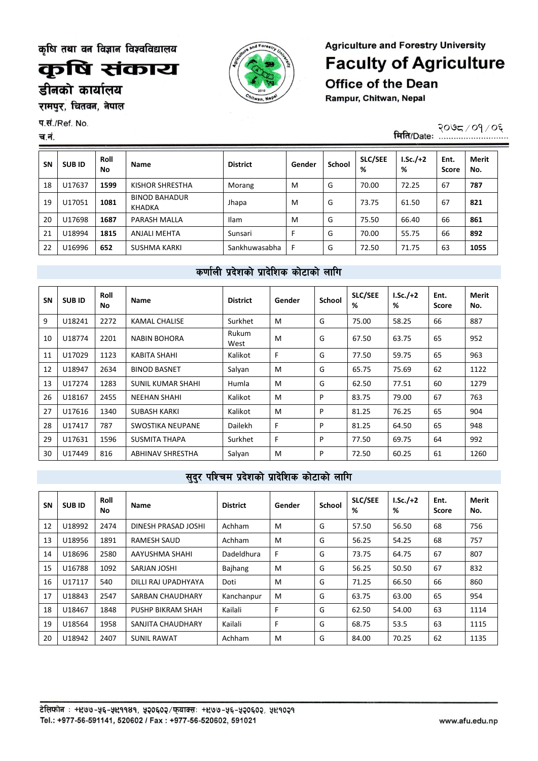कृषि तथा वन विज्ञान विश्वविद्यालय

# कृषि संकाय

डीनको कार्यालय

रामपुर, चितवन, नेपाल

Agriculture and Forestry University

# Faculty of Agriculture

Office of the Dean

Rampur, Chitwan, Nepal

प.सं./Ref. No.

च.नं.

मिति/Date: २०७८/०१/०६

| SN | SUB ID | Roll No | Name | District | Gender | School | SLC/SEE % | I.Sc./+2 % | Ent. Score | Merit No. |
|---|---|---|---|---|---|---|---|---|---|---|
| 18 | U17637 | **1599** | KISHOR SHRESTHA | Morang | M | G | 70.00 | 72.25 | 67 | **787** |
| 19 | U17051 | **1081** | BINOD BAHADUR KHADKA | Jhapa | M | G | 73.75 | 61.50 | 67 | **821** |
| 20 | U17698 | **1687** | PARASH MALLA | Ilam | M | G | 75.50 | 66.40 | 66 | **861** |
| 21 | U18994 | **1815** | ANJALI MEHTA | Sunsari | F | G | 70.00 | 55.75 | 66 | **892** |
| 22 | U16996 | **652** | SUSHMA KARKI | Sankhuwasabha | F | G | 72.50 | 71.75 | 63 | **1055** |

## कर्णाली प्रदेशको प्रादेशिक कोटाको लागि

| SN | SUB ID | Roll No | Name | District | Gender | School | SLC/SEE % | I.Sc./+2 % | Ent. Score | Merit No. |
|---|---|---|---|---|---|---|---|---|---|---|
| 9 | U18241 | 2272 | KAMAL CHALISE | Surkhet | M | G | 75.00 | 58.25 | 66 | 887 |
| 10 | U18774 | 2201 | NABIN BOHORA | Rukum West | M | G | 67.50 | 63.75 | 65 | 952 |
| 11 | U17029 | 1123 | KABITA SHAHI | Kalikot | F | G | 77.50 | 59.75 | 65 | 963 |
| 12 | U18947 | 2634 | BINOD BASNET | Salyan | M | G | 65.75 | 75.69 | 62 | 1122 |
| 13 | U17274 | 1283 | SUNIL KUMAR SHAHI | Humla | M | G | 62.50 | 77.51 | 60 | 1279 |
| 26 | U18167 | 2455 | NEEHAN SHAHI | Kalikot | M | P | 83.75 | 79.00 | 67 | 763 |
| 27 | U17616 | 1340 | SUBASH KARKI | Kalikot | M | P | 81.25 | 76.25 | 65 | 904 |
| 28 | U17417 | 787 | SWOSTIKA NEUPANE | Dailekh | F | P | 81.25 | 64.50 | 65 | 948 |
| 29 | U17631 | 1596 | SUSMITA THAPA | Surkhet | F | P | 77.50 | 69.75 | 64 | 992 |
| 30 | U17449 | 816 | ABHINAV SHRESTHA | Salyan | M | P | 72.50 | 60.25 | 61 | 1260 |

## सुदुर पश्चिम प्रदेशको प्रादेशिक कोटाको लागि

| SN | SUB ID | Roll No | Name | District | Gender | School | SLC/SEE % | I.Sc./+2 % | Ent. Score | Merit No. |
|---|---|---|---|---|---|---|---|---|---|---|
| 12 | U18992 | 2474 | DINESH PRASAD JOSHI | Achham | M | G | 57.50 | 56.50 | 68 | 756 |
| 13 | U18956 | 1891 | RAMESH SAUD | Achham | M | G | 56.25 | 54.25 | 68 | 757 |
| 14 | U18696 | 2580 | AAYUSHMA SHAHI | Dadeldhura | F | G | 73.75 | 64.75 | 67 | 807 |
| 15 | U16788 | 1092 | SARJAN JOSHI | Bajhang | M | G | 56.25 | 50.50 | 67 | 832 |
| 16 | U17117 | 540 | DILLI RAJ UPADHYAYA | Doti | M | G | 71.25 | 66.50 | 66 | 860 |
| 17 | U18843 | 2547 | SARBAN CHAUDHARY | Kanchanpur | M | G | 63.75 | 63.00 | 65 | 954 |
| 18 | U18467 | 1848 | PUSHP BIKRAM SHAH | Kailali | F | G | 62.50 | 54.00 | 63 | 1114 |
| 19 | U18564 | 1958 | SANJITA CHAUDHARY | Kailali | F | G | 68.75 | 53.5 | 63 | 1115 |
| 20 | U18942 | 2407 | SUNIL RAWAT | Achham | M | G | 84.00 | 70.25 | 62 | 1135 |

टेलिफोन : +९७७-५६-५९११४१, ५२०६०२/फ्याक्स: +९७७-५६-५२०६०२, ५९१०२१

Tel.: +977-56-591141, 520602 / Fax : +977-56-520602, 591021

www.afu.edu.np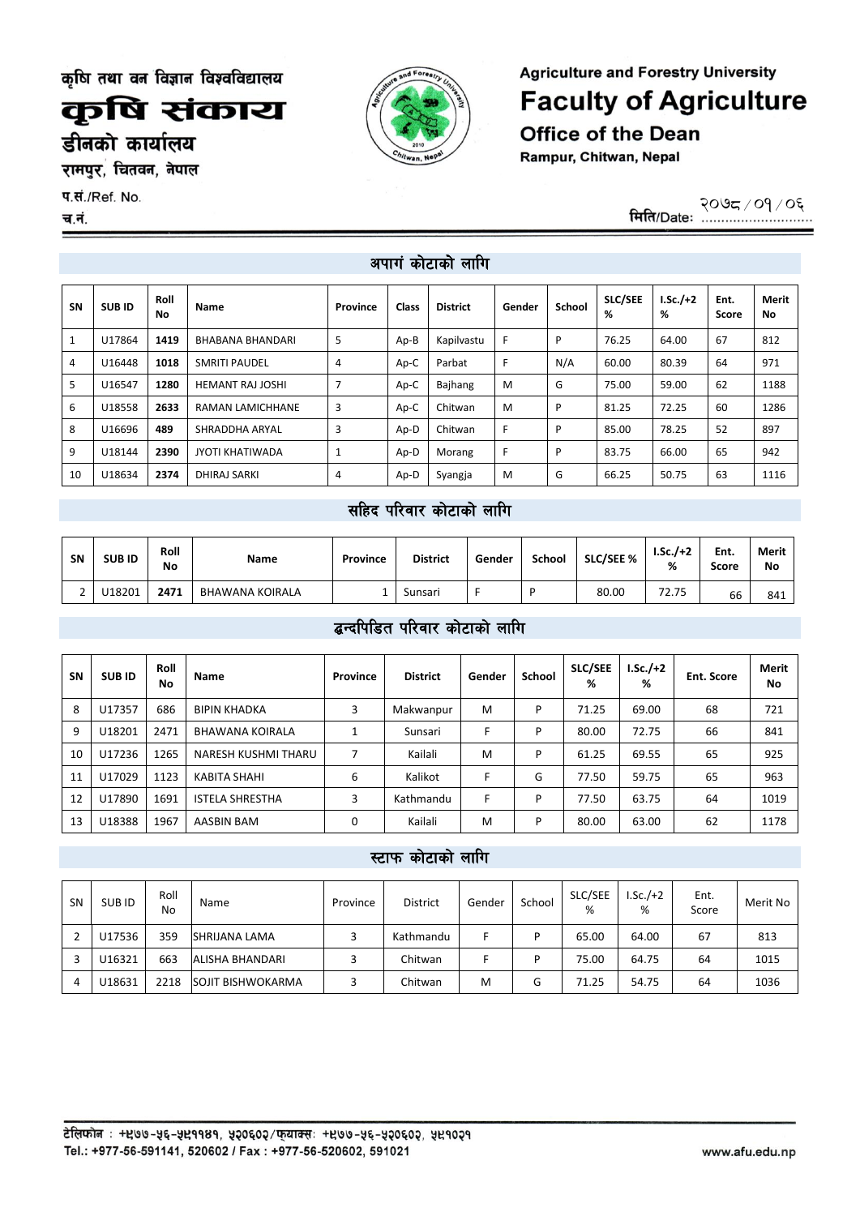कृषि तथा वन विज्ञान विश्वविद्यालय

# कृषि संकाय

## डीनको कार्यालय

रामपुर, चितवन, नेपाल

**Agriculture and Forestry University**

# Faculty of Agriculture

## Office of the Dean

**Rampur, Chitwan, Nepal**

प.सं./Ref. No.

च.नं.

मिति/Date: २०७८/०१/०६

### अपागं कोटाको लागि

| SN | SUB ID | Roll No | Name | Province | Class | District | Gender | School | SLC/SEE % | I.Sc./+2 % | Ent. Score | Merit No |
|---|---|---|---|---|---|---|---|---|---|---|---|---|
| 1 | U17864 | 1419 | BHABANA BHANDARI | 5 | Ap-B | Kapilvastu | F | P | 76.25 | 64.00 | 67 | 812 |
| 4 | U16448 | 1018 | SMRITI PAUDEL | 4 | Ap-C | Parbat | F | N/A | 60.00 | 80.39 | 64 | 971 |
| 5 | U16547 | 1280 | HEMANT RAJ JOSHI | 7 | Ap-C | Bajhang | M | G | 75.00 | 59.00 | 62 | 1188 |
| 6 | U18558 | 2633 | RAMAN LAMICHHANE | 3 | Ap-C | Chitwan | M | P | 81.25 | 72.25 | 60 | 1286 |
| 8 | U16696 | 489 | SHRADDHA ARYAL | 3 | Ap-D | Chitwan | F | P | 85.00 | 78.25 | 52 | 897 |
| 9 | U18144 | 2390 | JYOTI KHATIWADA | 1 | Ap-D | Morang | F | P | 83.75 | 66.00 | 65 | 942 |
| 10 | U18634 | 2374 | DHIRAJ SARKI | 4 | Ap-D | Syangja | M | G | 66.25 | 50.75 | 63 | 1116 |

### सहिद परिवार कोटाको लागि

| SN | SUB ID | Roll No | Name | Province | District | Gender | School | SLC/SEE % | I.Sc./+2 % | Ent. Score | Merit No |
|---|---|---|---|---|---|---|---|---|---|---|---|
| 2 | U18201 | 2471 | BHAWANA KOIRALA | 1 | Sunsari | F | P | 80.00 | 72.75 | 66 | 841 |

### द्वन्दपिडित परिवार कोटाको लागि

| SN | SUB ID | Roll No | Name | Province | District | Gender | School | SLC/SEE % | I.Sc./+2 % | Ent. Score | Merit No |
|---|---|---|---|---|---|---|---|---|---|---|---|
| 8 | U17357 | 686 | BIPIN KHADKA | 3 | Makwanpur | M | P | 71.25 | 69.00 | 68 | 721 |
| 9 | U18201 | 2471 | BHAWANA KOIRALA | 1 | Sunsari | F | P | 80.00 | 72.75 | 66 | 841 |
| 10 | U17236 | 1265 | NARESH KUSHMI THARU | 7 | Kailali | M | P | 61.25 | 69.55 | 65 | 925 |
| 11 | U17029 | 1123 | KABITA SHAHI | 6 | Kalikot | F | G | 77.50 | 59.75 | 65 | 963 |
| 12 | U17890 | 1691 | ISTELA SHRESTHA | 3 | Kathmandu | F | P | 77.50 | 63.75 | 64 | 1019 |
| 13 | U18388 | 1967 | AASBIN BAM | 0 | Kailali | M | P | 80.00 | 63.00 | 62 | 1178 |

### स्टाफ कोटाको लागि

| SN | SUB ID | Roll No | Name | Province | District | Gender | School | SLC/SEE % | I.Sc./+2 % | Ent. Score | Merit No |
|---|---|---|---|---|---|---|---|---|---|---|---|
| 2 | U17536 | 359 | SHRIJANA LAMA | 3 | Kathmandu | F | P | 65.00 | 64.00 | 67 | 813 |
| 3 | U16321 | 663 | ALISHA BHANDARI | 3 | Chitwan | F | P | 75.00 | 64.75 | 64 | 1015 |
| 4 | U18631 | 2218 | SOJIT BISHWOKARMA | 3 | Chitwan | M | G | 71.25 | 54.75 | 64 | 1036 |

टेलिफोन : +९७७-५६-५९११४१, ५२०६०२/फ्याक्स: +९७७-५६-५२०६०२, ५९१०२१
Tel.: +977-56-591141, 520602 / Fax : +977-56-520602, 591021

www.afu.edu.np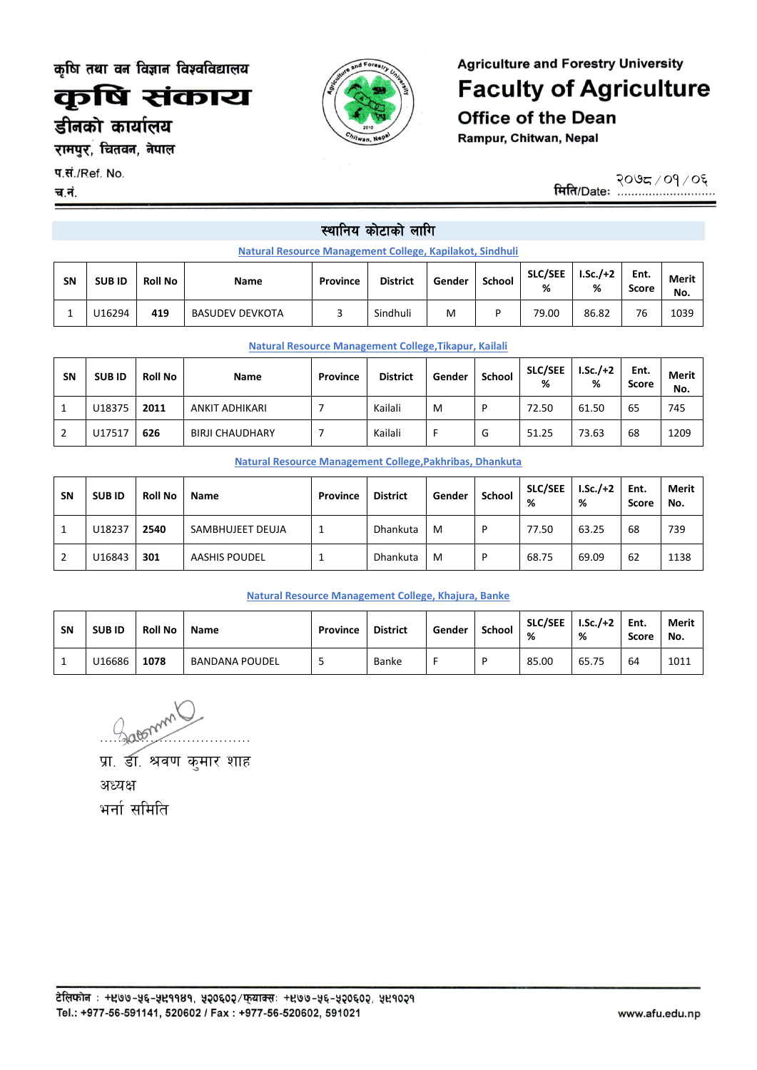कृषि तथा वन विज्ञान विश्वविद्यालय

# कृषि संकाय

## डीनको कार्यालय

रामपुर, चितवन, नेपाल

Agriculture and Forestry University

# Faculty of Agriculture

## Office of the Dean

Rampur, Chitwan, Nepal

प.सं./Ref. No.

च.नं.

मिति/Date: २०७८/०१/०६

## स्थानिय कोटाको लागि

### Natural Resource Management College, Kapilakot, Sindhuli

| SN | SUB ID | Roll No | Name | Province | District | Gender | School | SLC/SEE % | I.Sc./+2 % | Ent. Score | Merit No. |
|---|---|---|---|---|---|---|---|---|---|---|---|
| 1 | U16294 | **419** | BASUDEV DEVKOTA | 3 | Sindhuli | M | P | 79.00 | 86.82 | 76 | 1039 |

### Natural Resource Management College,Tikapur, Kailali

| SN | SUB ID | Roll No | Name | Province | District | Gender | School | SLC/SEE % | I.Sc./+2 % | Ent. Score | Merit No. |
|---|---|---|---|---|---|---|---|---|---|---|---|
| 1 | U18375 | **2011** | ANKIT ADHIKARI | 7 | Kailali | M | P | 72.50 | 61.50 | 65 | 745 |
| 2 | U17517 | **626** | BIRJI CHAUDHARY | 7 | Kailali | F | G | 51.25 | 73.63 | 68 | 1209 |

### Natural Resource Management College,Pakhribas, Dhankuta

| SN | SUB ID | Roll No | Name | Province | District | Gender | School | SLC/SEE % | I.Sc./+2 % | Ent. Score | Merit No. |
|---|---|---|---|---|---|---|---|---|---|---|---|
| 1 | U18237 | **2540** | SAMBHUJEET DEUJA | 1 | Dhankuta | M | P | 77.50 | 63.25 | 68 | 739 |
| 2 | U16843 | **301** | AASHIS POUDEL | 1 | Dhankuta | M | P | 68.75 | 69.09 | 62 | 1138 |

### Natural Resource Management College, Khajura, Banke

| SN | SUB ID | Roll No | Name | Province | District | Gender | School | SLC/SEE % | I.Sc./+2 % | Ent. Score | Merit No. |
|---|---|---|---|---|---|---|---|---|---|---|---|
| 1 | U16686 | **1078** | BANDANA POUDEL | 5 | Banke | F | P | 85.00 | 65.75 | 64 | 1011 |

.................................

प्रा. डा. श्रवण कुमार शाह

अध्यक्ष

भर्ना समिति

टेलिफोन : +९७७-५६-५९११४१, ५२०६०२/फ्याक्स: +९७७-५६-५२०६०२, ५९१०२१

Tel.: +977-56-591141, 520602 / Fax : +977-56-520602, 591021

www.afu.edu.np